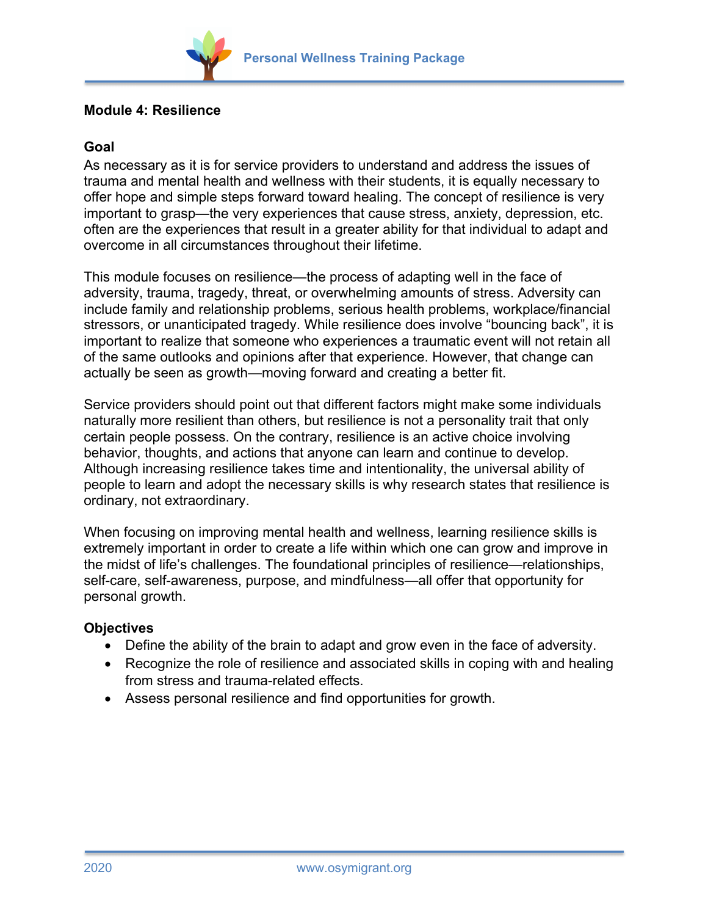## Module 4: Resilience

### Goal

As necessary as it is for service providers to understand and address the issues of trauma and mental health and wellness with their students, it is equally necessary to offer hope and simple steps forward toward healing. The concept of resilience is very important to grasp—the very experiences that cause stress, anxiety, depression, etc. often are the experiences that result in a greater ability for that individual to adapt and overcome in all circumstances throughout their lifetime.

This module focuses on resilience—the process of adapting well in the face of adversity, trauma, tragedy, threat, or overwhelming amounts of stress. Adversity can include family and relationship problems, serious health problems, workplace/financial stressors, or unanticipated tragedy. While resilience does involve "bouncing back", it is important to realize that someone who experiences a traumatic event will not retain all of the same outlooks and opinions after that experience. However, that change can actually be seen as growth—moving forward and creating a better fit.

Service providers should point out that different factors might make some individuals naturally more resilient than others, but resilience is not a personality trait that only certain people possess. On the contrary, resilience is an active choice involving behavior, thoughts, and actions that anyone can learn and continue to develop. Although increasing resilience takes time and intentionality, the universal ability of people to learn and adopt the necessary skills is why research states that resilience is ordinary, not extraordinary.

When focusing on improving mental health and wellness, learning resilience skills is extremely important in order to create a life within which one can grow and improve in the midst of life's challenges. The foundational principles of resilience—relationships, self-care, self-awareness, purpose, and mindfulness—all offer that opportunity for personal growth.

### Objectives

- Define the ability of the brain to adapt and grow even in the face of adversity.
- Recognize the role of resilience and associated skills in coping with and healing from stress and trauma-related effects.
- Assess personal resilience and find opportunities for growth.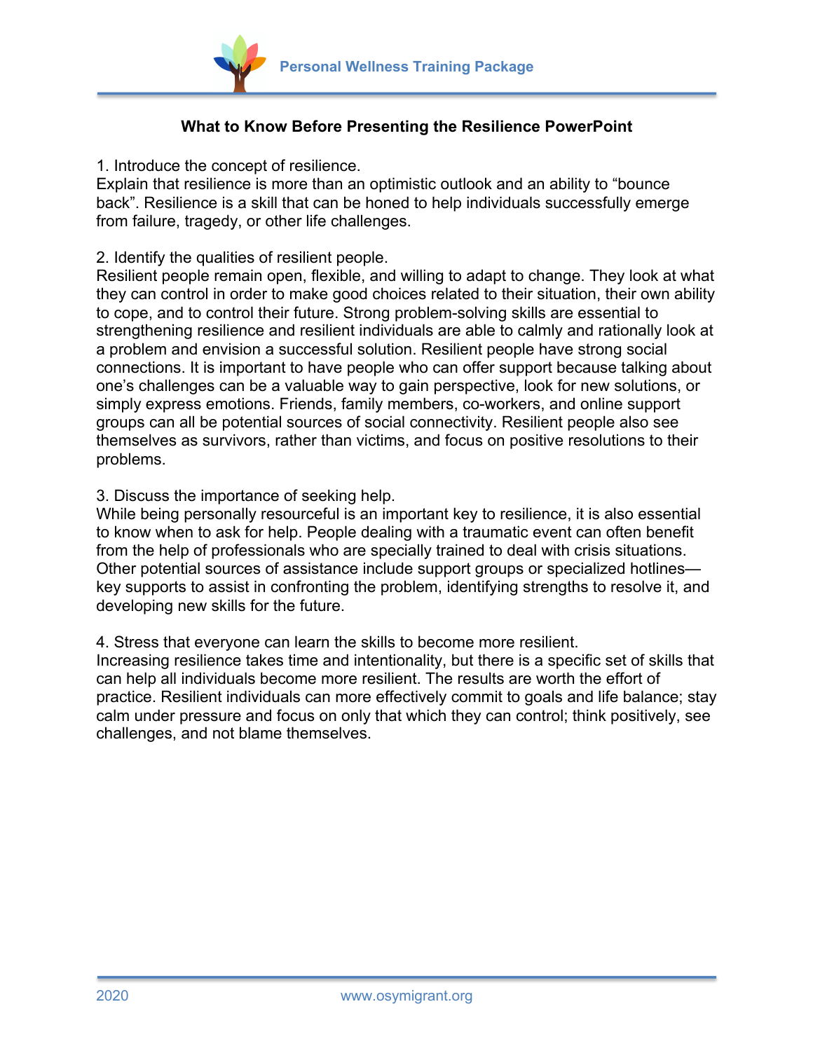## What to Know Before Presenting the Resilience PowerPoint

1. Introduce the concept of resilience.
Explain that resilience is more than an optimistic outlook and an ability to "bounce back". Resilience is a skill that can be honed to help individuals successfully emerge from failure, tragedy, or other life challenges.

2. Identify the qualities of resilient people.
Resilient people remain open, flexible, and willing to adapt to change. They look at what they can control in order to make good choices related to their situation, their own ability to cope, and to control their future. Strong problem-solving skills are essential to strengthening resilience and resilient individuals are able to calmly and rationally look at a problem and envision a successful solution. Resilient people have strong social connections. It is important to have people who can offer support because talking about one's challenges can be a valuable way to gain perspective, look for new solutions, or simply express emotions. Friends, family members, co-workers, and online support groups can all be potential sources of social connectivity. Resilient people also see themselves as survivors, rather than victims, and focus on positive resolutions to their problems.

3. Discuss the importance of seeking help.
While being personally resourceful is an important key to resilience, it is also essential to know when to ask for help. People dealing with a traumatic event can often benefit from the help of professionals who are specially trained to deal with crisis situations. Other potential sources of assistance include support groups or specialized hotlines—key supports to assist in confronting the problem, identifying strengths to resolve it, and developing new skills for the future.

4. Stress that everyone can learn the skills to become more resilient.
Increasing resilience takes time and intentionality, but there is a specific set of skills that can help all individuals become more resilient. The results are worth the effort of practice. Resilient individuals can more effectively commit to goals and life balance; stay calm under pressure and focus on only that which they can control; think positively, see challenges, and not blame themselves.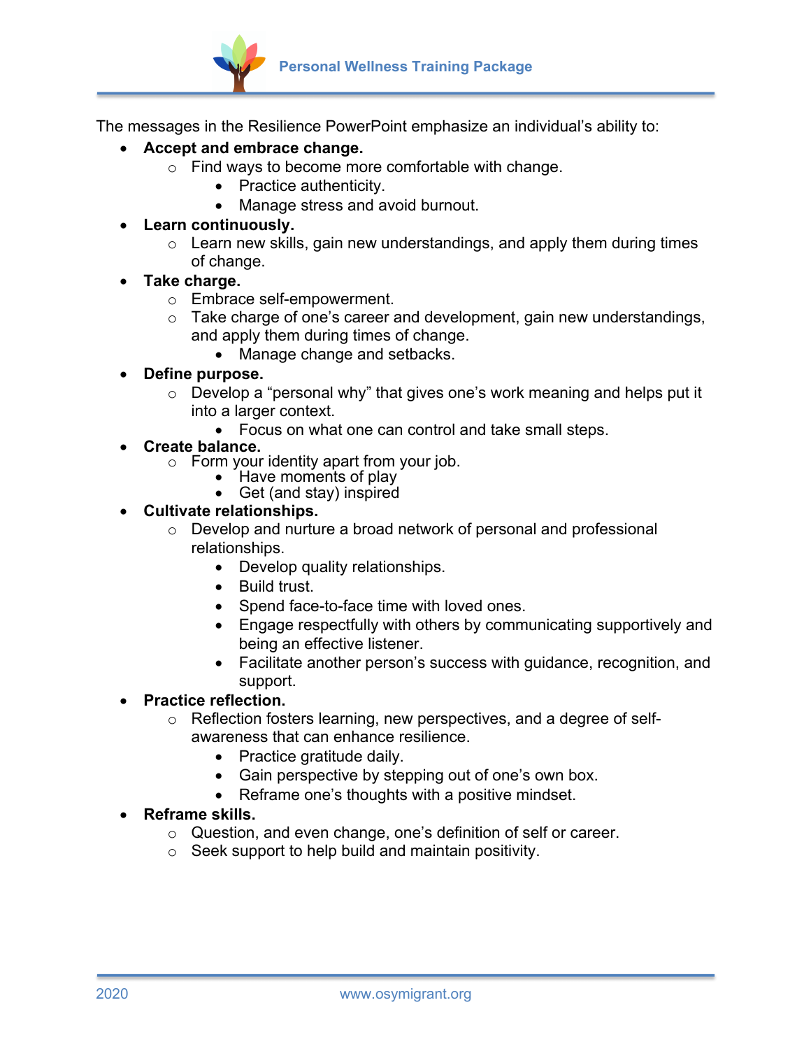The messages in the Resilience PowerPoint emphasize an individual's ability to:

- **Accept and embrace change.**
  - Find ways to become more comfortable with change.
    - Practice authenticity.
    - Manage stress and avoid burnout.
- **Learn continuously.**
  - Learn new skills, gain new understandings, and apply them during times of change.
- **Take charge.**
  - Embrace self-empowerment.
  - Take charge of one's career and development, gain new understandings, and apply them during times of change.
    - Manage change and setbacks.
- **Define purpose.**
  - Develop a "personal why" that gives one's work meaning and helps put it into a larger context.
    - Focus on what one can control and take small steps.
- **Create balance.**
  - Form your identity apart from your job.
    - Have moments of play
    - Get (and stay) inspired
- **Cultivate relationships.**
  - Develop and nurture a broad network of personal and professional relationships.
    - Develop quality relationships.
    - Build trust.
    - Spend face-to-face time with loved ones.
    - Engage respectfully with others by communicating supportively and being an effective listener.
    - Facilitate another person's success with guidance, recognition, and support.
- **Practice reflection.**
  - Reflection fosters learning, new perspectives, and a degree of self-awareness that can enhance resilience.
    - Practice gratitude daily.
    - Gain perspective by stepping out of one's own box.
    - Reframe one's thoughts with a positive mindset.
- **Reframe skills.**
  - Question, and even change, one's definition of self or career.
  - Seek support to help build and maintain positivity.